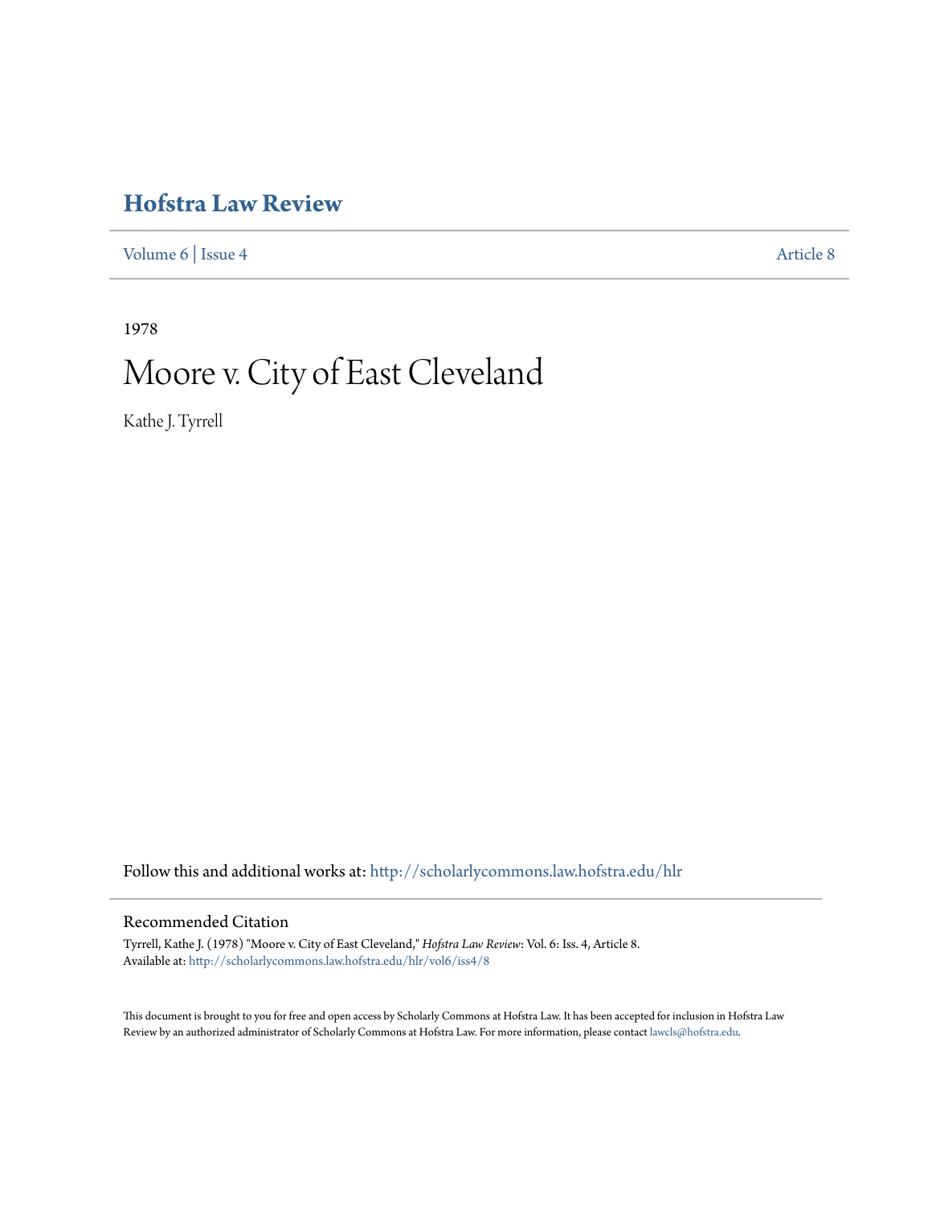# Hofstra Law Review

Volume 6 | Issue 4 Article 8

1978

## Moore v. City of East Cleveland

Kathe J. Tyrrell

Follow this and additional works at: http://scholarlycommons.law.hofstra.edu/hlr

### Recommended Citation

Tyrrell, Kathe J. (1978) "Moore v. City of East Cleveland," *Hofstra Law Review*: Vol. 6: Iss. 4, Article 8.
Available at: http://scholarlycommons.law.hofstra.edu/hlr/vol6/iss4/8

This document is brought to you for free and open access by Scholarly Commons at Hofstra Law. It has been accepted for inclusion in Hofstra Law Review by an authorized administrator of Scholarly Commons at Hofstra Law. For more information, please contact lawcls@hofstra.edu.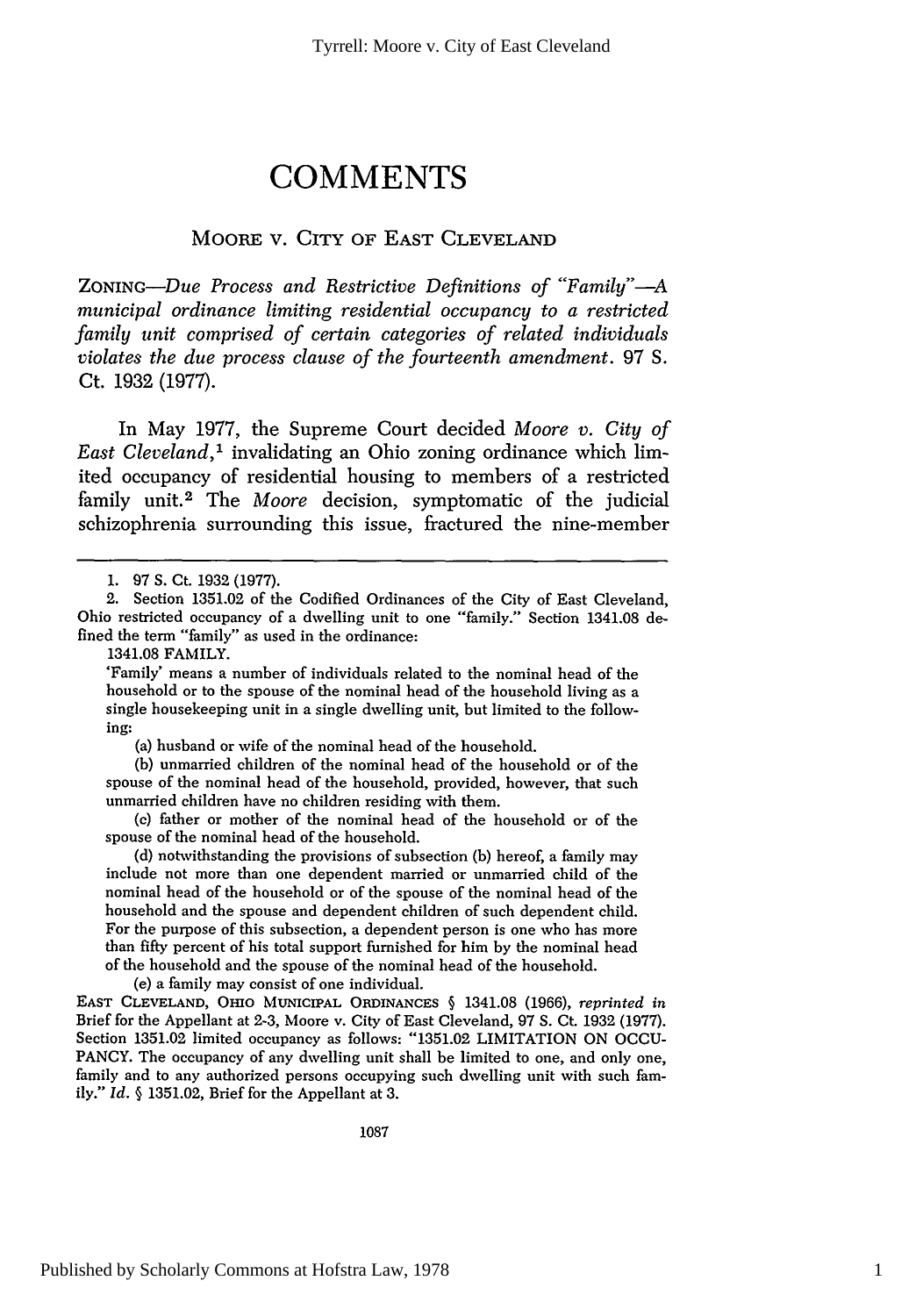# COMMENTS

## MOORE V. CITY OF EAST CLEVELAND

ZONING—*Due Process and Restrictive Definitions of "Family"—A municipal ordinance limiting residential occupancy to a restricted family unit comprised of certain categories of related individuals violates the due process clause of the fourteenth amendment.* 97 S. Ct. 1932 (1977).

In May 1977, the Supreme Court decided *Moore v. City of East Cleveland*,[1] invalidating an Ohio zoning ordinance which limited occupancy of residential housing to members of a restricted family unit.[2] The *Moore* decision, symptomatic of the judicial schizophrenia surrounding this issue, fractured the nine-member

---

1. 97 S. Ct. 1932 (1977).

2. Section 1351.02 of the Codified Ordinances of the City of East Cleveland, Ohio restricted occupancy of a dwelling unit to one "family." Section 1341.08 defined the term "family" as used in the ordinance:

> 1341.08 FAMILY.
>
> 'Family' means a number of individuals related to the nominal head of the household or to the spouse of the nominal head of the household living as a single housekeeping unit in a single dwelling unit, but limited to the following:
>
> (a) husband or wife of the nominal head of the household.
>
> (b) unmarried children of the nominal head of the household or of the spouse of the nominal head of the household, provided, however, that such unmarried children have no children residing with them.
>
> (c) father or mother of the nominal head of the household or of the spouse of the nominal head of the household.
>
> (d) notwithstanding the provisions of subsection (b) hereof, a family may include not more than one dependent married or unmarried child of the nominal head of the household or of the spouse of the nominal head of the household and the spouse and dependent children of such dependent child. For the purpose of this subsection, a dependent person is one who has more than fifty percent of his total support furnished for him by the nominal head of the household and the spouse of the nominal head of the household.
>
> (e) a family may consist of one individual.

EAST CLEVELAND, OHIO MUNICIPAL ORDINANCES § 1341.08 (1966), *reprinted in* Brief for the Appellant at 2-3, Moore v. City of East Cleveland, 97 S. Ct. 1932 (1977). Section 1351.02 limited occupancy as follows: "1351.02 LIMITATION ON OCCUPANCY. The occupancy of any dwelling unit shall be limited to one, and only one, family and to any authorized persons occupying such dwelling unit with such family." *Id.* § 1351.02, Brief for the Appellant at 3.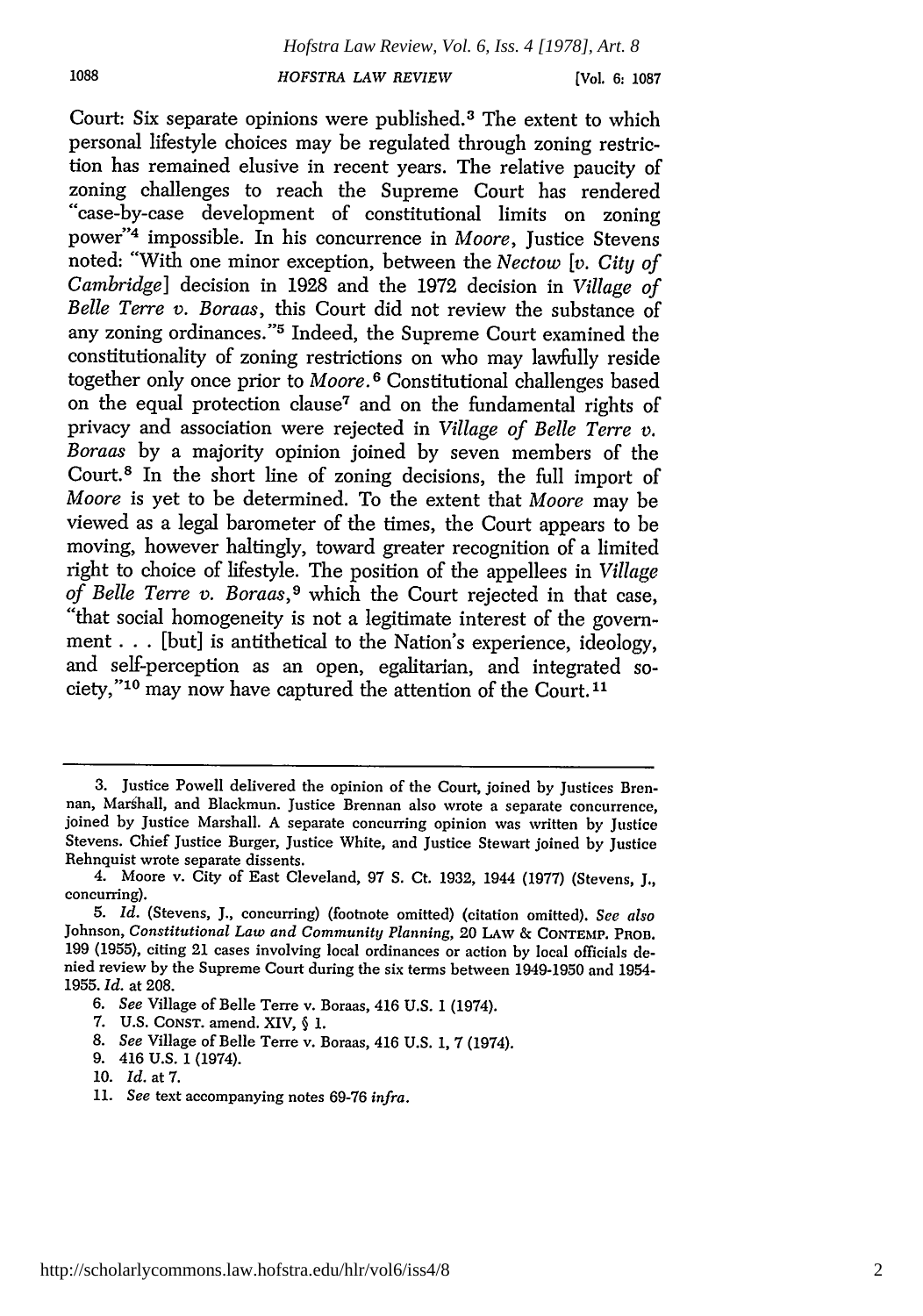Court: Six separate opinions were published.[3] The extent to which personal lifestyle choices may be regulated through zoning restriction has remained elusive in recent years. The relative paucity of zoning challenges to reach the Supreme Court has rendered "case-by-case development of constitutional limits on zoning power"[4] impossible. In his concurrence in *Moore*, Justice Stevens noted: "With one minor exception, between the *Nectow [v. City of Cambridge]* decision in 1928 and the 1972 decision in *Village of Belle Terre v. Boraas*, this Court did not review the substance of any zoning ordinances."[5] Indeed, the Supreme Court examined the constitutionality of zoning restrictions on who may lawfully reside together only once prior to *Moore*.[6] Constitutional challenges based on the equal protection clause[7] and on the fundamental rights of privacy and association were rejected in *Village of Belle Terre v. Boraas* by a majority opinion joined by seven members of the Court.[8] In the short line of zoning decisions, the full import of *Moore* is yet to be determined. To the extent that *Moore* may be viewed as a legal barometer of the times, the Court appears to be moving, however haltingly, toward greater recognition of a limited right to choice of lifestyle. The position of the appellees in *Village of Belle Terre v. Boraas*,[9] which the Court rejected in that case, "that social homogeneity is not a legitimate interest of the government . . . [but] is antithetical to the Nation's experience, ideology, and self-perception as an open, egalitarian, and integrated society,"[10] may now have captured the attention of the Court.[11]

---

3. Justice Powell delivered the opinion of the Court, joined by Justices Brennan, Marshall, and Blackmun. Justice Brennan also wrote a separate concurrence, joined by Justice Marshall. A separate concurring opinion was written by Justice Stevens. Chief Justice Burger, Justice White, and Justice Stewart joined by Justice Rehnquist wrote separate dissents.

4. Moore v. City of East Cleveland, 97 S. Ct. 1932, 1944 (1977) (Stevens, J., concurring).

5. *Id.* (Stevens, J., concurring) (footnote omitted) (citation omitted). *See also* Johnson, *Constitutional Law and Community Planning*, 20 LAW & CONTEMP. PROB. 199 (1955), citing 21 cases involving local ordinances or action by local officials denied review by the Supreme Court during the six terms between 1949-1950 and 1954-1955. *Id.* at 208.

6. *See* Village of Belle Terre v. Boraas, 416 U.S. 1 (1974).

7. U.S. CONST. amend. XIV, § 1.

8. *See* Village of Belle Terre v. Boraas, 416 U.S. 1, 7 (1974).

9. 416 U.S. 1 (1974).

10. *Id.* at 7.

11. *See* text accompanying notes 69-76 *infra*.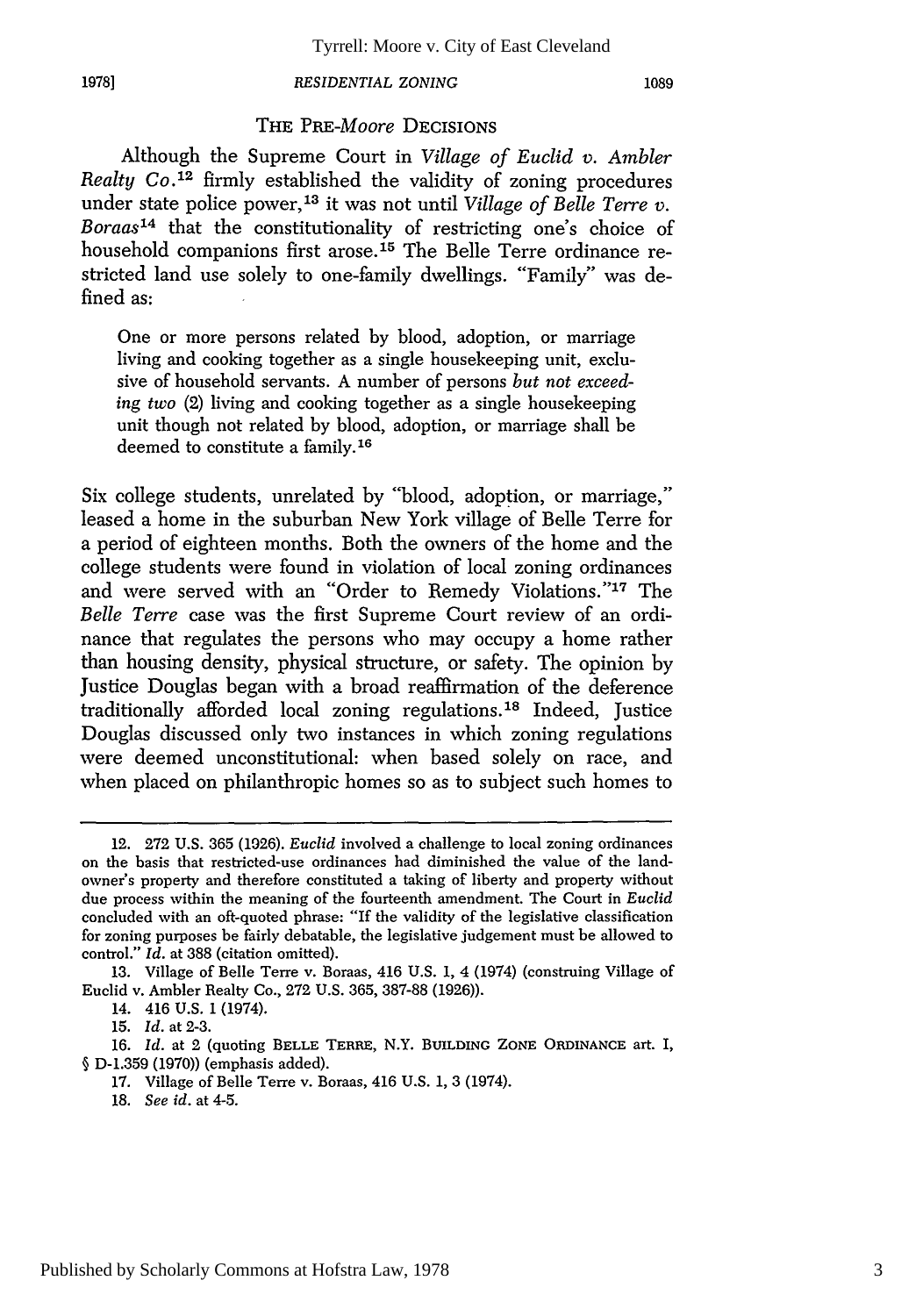### THE PRE-*Moore* DECISIONS

Although the Supreme Court in *Village of Euclid v. Ambler Realty Co.*[12] firmly established the validity of zoning procedures under state police power,[13] it was not until *Village of Belle Terre v. Boraas*[14] that the constitutionality of restricting one's choice of household companions first arose.[15] The Belle Terre ordinance restricted land use solely to one-family dwellings. "Family" was defined as:

> One or more persons related by blood, adoption, or marriage living and cooking together as a single housekeeping unit, exclusive of household servants. A number of persons *but not exceeding two* (2) living and cooking together as a single housekeeping unit though not related by blood, adoption, or marriage shall be deemed to constitute a family.[16]

Six college students, unrelated by "blood, adoption, or marriage," leased a home in the suburban New York village of Belle Terre for a period of eighteen months. Both the owners of the home and the college students were found in violation of local zoning ordinances and were served with an "Order to Remedy Violations."[17] The *Belle Terre* case was the first Supreme Court review of an ordinance that regulates the persons who may occupy a home rather than housing density, physical structure, or safety. The opinion by Justice Douglas began with a broad reaffirmation of the deference traditionally afforded local zoning regulations.[18] Indeed, Justice Douglas discussed only two instances in which zoning regulations were deemed unconstitutional: when based solely on race, and when placed on philanthropic homes so as to subject such homes to

---

12. 272 U.S. 365 (1926). *Euclid* involved a challenge to local zoning ordinances on the basis that restricted-use ordinances had diminished the value of the landowner's property and therefore constituted a taking of liberty and property without due process within the meaning of the fourteenth amendment. The Court in *Euclid* concluded with an oft-quoted phrase: "If the validity of the legislative classification for zoning purposes be fairly debatable, the legislative judgement must be allowed to control." *Id.* at 388 (citation omitted).

13. Village of Belle Terre v. Boraas, 416 U.S. 1, 4 (1974) (construing Village of Euclid v. Ambler Realty Co., 272 U.S. 365, 387-88 (1926)).

14. 416 U.S. 1 (1974).

15. *Id.* at 2-3.

16. *Id.* at 2 (quoting BELLE TERRE, N.Y. BUILDING ZONE ORDINANCE art. I, § D-1.359 (1970)) (emphasis added).

17. Village of Belle Terre v. Boraas, 416 U.S. 1, 3 (1974).

18. *See id.* at 4-5.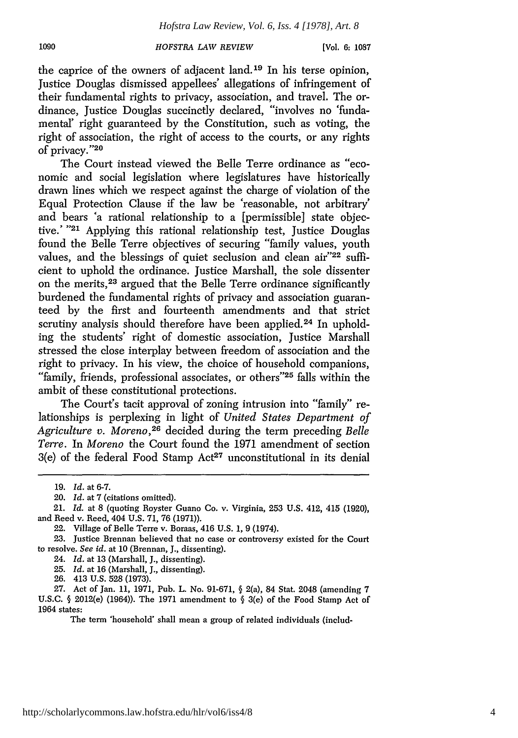the caprice of the owners of adjacent land.[19] In his terse opinion, Justice Douglas dismissed appellees' allegations of infringement of their fundamental rights to privacy, association, and travel. The ordinance, Justice Douglas succinctly declared, "involves no 'fundamental' right guaranteed by the Constitution, such as voting, the right of association, the right of access to the courts, or any rights of privacy."[20]

The Court instead viewed the Belle Terre ordinance as "economic and social legislation where legislatures have historically drawn lines which we respect against the charge of violation of the Equal Protection Clause if the law be 'reasonable, not arbitrary' and bears 'a rational relationship to a [permissible] state objective.' "[21] Applying this rational relationship test, Justice Douglas found the Belle Terre objectives of securing "family values, youth values, and the blessings of quiet seclusion and clean air"[22] sufficient to uphold the ordinance. Justice Marshall, the sole dissenter on the merits,[23] argued that the Belle Terre ordinance significantly burdened the fundamental rights of privacy and association guaranteed by the first and fourteenth amendments and that strict scrutiny analysis should therefore have been applied.[24] In upholding the students' right of domestic association, Justice Marshall stressed the close interplay between freedom of association and the right to privacy. In his view, the choice of household companions, "family, friends, professional associates, or others"[25] falls within the ambit of these constitutional protections.

The Court's tacit approval of zoning intrusion into "family" relationships is perplexing in light of *United States Department of Agriculture v. Moreno*,[26] decided during the term preceding *Belle Terre*. In *Moreno* the Court found the 1971 amendment of section 3(e) of the federal Food Stamp Act[27] unconstitutional in its denial

---

19. *Id.* at 6-7.

20. *Id.* at 7 (citations omitted).

21. *Id.* at 8 (quoting Royster Guano Co. v. Virginia, 253 U.S. 412, 415 (1920), and Reed v. Reed, 404 U.S. 71, 76 (1971)).

22. Village of Belle Terre v. Boraas, 416 U.S. 1, 9 (1974).

23. Justice Brennan believed that no case or controversy existed for the Court to resolve. *See id.* at 10 (Brennan, J., dissenting).

24. *Id.* at 13 (Marshall, J., dissenting).

25. *Id.* at 16 (Marshall, J., dissenting).

26. 413 U.S. 528 (1973).

27. Act of Jan. 11, 1971, Pub. L. No. 91-671, § 2(a), 84 Stat. 2048 (amending 7 U.S.C. § 2012(e) (1964)). The 1971 amendment to § 3(e) of the Food Stamp Act of 1964 states:

> The term 'household' shall mean a group of related individuals (includ-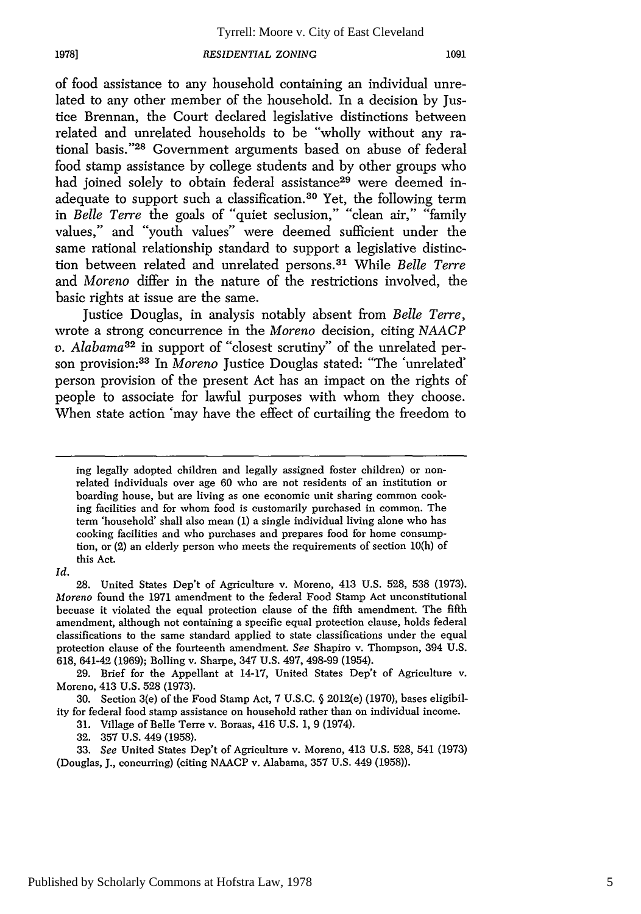of food assistance to any household containing an individual unrelated to any other member of the household. In a decision by Justice Brennan, the Court declared legislative distinctions between related and unrelated households to be "wholly without any rational basis."[28] Government arguments based on abuse of federal food stamp assistance by college students and by other groups who had joined solely to obtain federal assistance[29] were deemed inadequate to support such a classification.[30] Yet, the following term in *Belle Terre* the goals of "quiet seclusion," "clean air," "family values," and "youth values" were deemed sufficient under the same rational relationship standard to support a legislative distinction between related and unrelated persons.[31] While *Belle Terre* and *Moreno* differ in the nature of the restrictions involved, the basic rights at issue are the same.

Justice Douglas, in analysis notably absent from *Belle Terre*, wrote a strong concurrence in the *Moreno* decision, citing *NAACP v. Alabama*[32] in support of "closest scrutiny" of the unrelated person provision:[33] In *Moreno* Justice Douglas stated: "The 'unrelated' person provision of the present Act has an impact on the rights of people to associate for lawful purposes with whom they choose. When state action 'may have the effect of curtailing the freedom to

---

ing legally adopted children and legally assigned foster children) or nonrelated individuals over age 60 who are not residents of an institution or boarding house, but are living as one economic unit sharing common cooking facilities and for whom food is customarily purchased in common. The term 'household' shall also mean (1) a single individual living alone who has cooking facilities and who purchases and prepares food for home consumption, or (2) an elderly person who meets the requirements of section 10(h) of this Act.

*Id.*

28. United States Dep't of Agriculture v. Moreno, 413 U.S. 528, 538 (1973). *Moreno* found the 1971 amendment to the federal Food Stamp Act unconstitutional becuase it violated the equal protection clause of the fifth amendment. The fifth amendment, although not containing a specific equal protection clause, holds federal classifications to the same standard applied to state classifications under the equal protection clause of the fourteenth amendment. *See* Shapiro v. Thompson, 394 U.S. 618, 641-42 (1969); Bolling v. Sharpe, 347 U.S. 497, 498-99 (1954).

29. Brief for the Appellant at 14-17, United States Dep't of Agriculture v. Moreno, 413 U.S. 528 (1973).

30. Section 3(e) of the Food Stamp Act, 7 U.S.C. § 2012(e) (1970), bases eligibility for federal food stamp assistance on household rather than on individual income.

31. Village of Belle Terre v. Boraas, 416 U.S. 1, 9 (1974).

32. 357 U.S. 449 (1958).

33. *See* United States Dep't of Agriculture v. Moreno, 413 U.S. 528, 541 (1973) (Douglas, J., concurring) (citing NAACP v. Alabama, 357 U.S. 449 (1958)).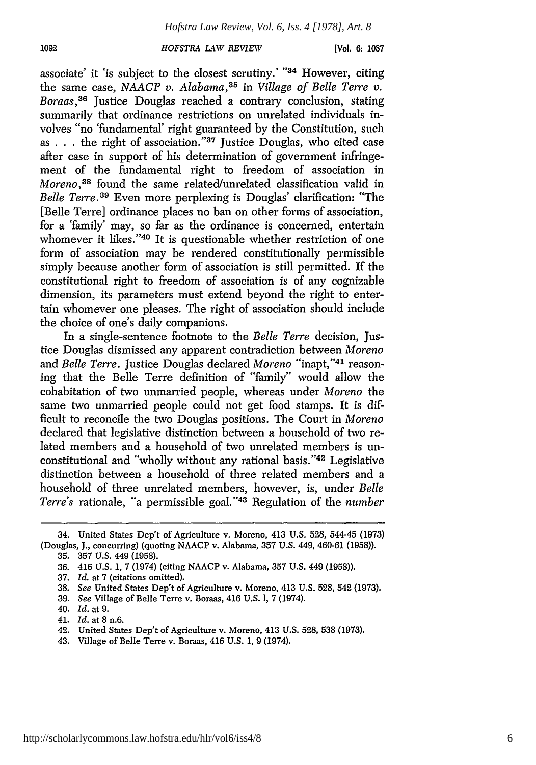associate' it 'is subject to the closest scrutiny.' "[34] However, citing the same case, *NAACP v. Alabama*,[35] in *Village of Belle Terre v. Boraas*,[36] Justice Douglas reached a contrary conclusion, stating summarily that ordinance restrictions on unrelated individuals involves "no 'fundamental' right guaranteed by the Constitution, such as . . . the right of association."[37] Justice Douglas, who cited case after case in support of his determination of government infringement of the fundamental right to freedom of association in *Moreno*,[38] found the same related/unrelated classification valid in *Belle Terre*.[39] Even more perplexing is Douglas' clarification: "The [Belle Terre] ordinance places no ban on other forms of association, for a 'family' may, so far as the ordinance is concerned, entertain whomever it likes."[40] It is questionable whether restriction of one form of association may be rendered constitutionally permissible simply because another form of association is still permitted. If the constitutional right to freedom of association is of any cognizable dimension, its parameters must extend beyond the right to entertain whomever one pleases. The right of association should include the choice of one's daily companions.

In a single-sentence footnote to the *Belle Terre* decision, Justice Douglas dismissed any apparent contradiction between *Moreno* and *Belle Terre*. Justice Douglas declared *Moreno* "inapt,"[41] reasoning that the Belle Terre definition of "family" would allow the cohabitation of two unmarried people, whereas under *Moreno* the same two unmarried people could not get food stamps. It is difficult to reconcile the two Douglas positions. The Court in *Moreno* declared that legislative distinction between a household of two related members and a household of two unrelated members is unconstitutional and "wholly without any rational basis."[42] Legislative distinction between a household of three related members and a household of three unrelated members, however, is, under *Belle Terre's* rationale, "a permissible goal."[43] Regulation of the *number*

---

34. United States Dep't of Agriculture v. Moreno, 413 U.S. 528, 544-45 (1973) (Douglas, J., concurring) (quoting NAACP v. Alabama, 357 U.S. 449, 460-61 (1958)).
35. 357 U.S. 449 (1958).
36. 416 U.S. 1, 7 (1974) (citing NAACP v. Alabama, 357 U.S. 449 (1958)).
37. *Id.* at 7 (citations omitted).
38. *See* United States Dep't of Agriculture v. Moreno, 413 U.S. 528, 542 (1973).
39. *See* Village of Belle Terre v. Boraas, 416 U.S. 1, 7 (1974).
40. *Id.* at 9.
41. *Id.* at 8 n.6.
42. United States Dep't of Agriculture v. Moreno, 413 U.S. 528, 538 (1973).
43. Village of Belle Terre v. Boraas, 416 U.S. 1, 9 (1974).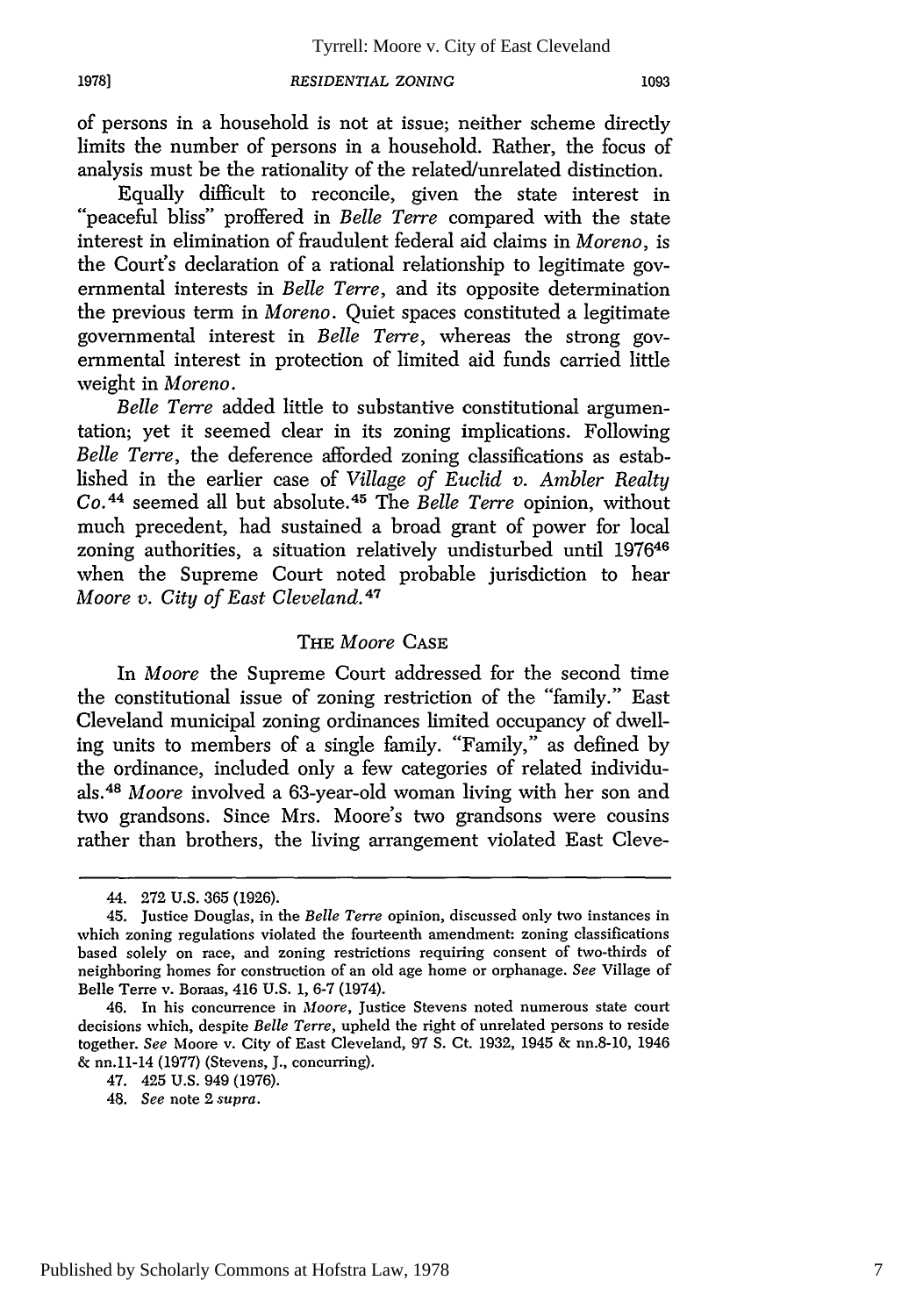of persons in a household is not at issue; neither scheme directly limits the number of persons in a household. Rather, the focus of analysis must be the rationality of the related/unrelated distinction.

Equally difficult to reconcile, given the state interest in "peaceful bliss" proffered in *Belle Terre* compared with the state interest in elimination of fraudulent federal aid claims in *Moreno*, is the Court's declaration of a rational relationship to legitimate governmental interests in *Belle Terre*, and its opposite determination the previous term in *Moreno*. Quiet spaces constituted a legitimate governmental interest in *Belle Terre*, whereas the strong governmental interest in protection of limited aid funds carried little weight in *Moreno*.

*Belle Terre* added little to substantive constitutional argumentation; yet it seemed clear in its zoning implications. Following *Belle Terre*, the deference afforded zoning classifications as established in the earlier case of *Village of Euclid v. Ambler Realty Co.*[44] seemed all but absolute.[45] The *Belle Terre* opinion, without much precedent, had sustained a broad grant of power for local zoning authorities, a situation relatively undisturbed until 1976[46] when the Supreme Court noted probable jurisdiction to hear *Moore v. City of East Cleveland.*[47]

## THE *Moore* CASE

In *Moore* the Supreme Court addressed for the second time the constitutional issue of zoning restriction of the "family." East Cleveland municipal zoning ordinances limited occupancy of dwelling units to members of a single family. "Family," as defined by the ordinance, included only a few categories of related individuals.[48] *Moore* involved a 63-year-old woman living with her son and two grandsons. Since Mrs. Moore's two grandsons were cousins rather than brothers, the living arrangement violated East Cleve-

---

44. 272 U.S. 365 (1926).

45. Justice Douglas, in the *Belle Terre* opinion, discussed only two instances in which zoning regulations violated the fourteenth amendment: zoning classifications based solely on race, and zoning restrictions requiring consent of two-thirds of neighboring homes for construction of an old age home or orphanage. *See* Village of Belle Terre v. Boraas, 416 U.S. 1, 6-7 (1974).

46. In his concurrence in *Moore*, Justice Stevens noted numerous state court decisions which, despite *Belle Terre*, upheld the right of unrelated persons to reside together. *See* Moore v. City of East Cleveland, 97 S. Ct. 1932, 1945 & nn.8-10, 1946 & nn.11-14 (1977) (Stevens, J., concurring).

47. 425 U.S. 949 (1976).

48. *See* note 2 *supra*.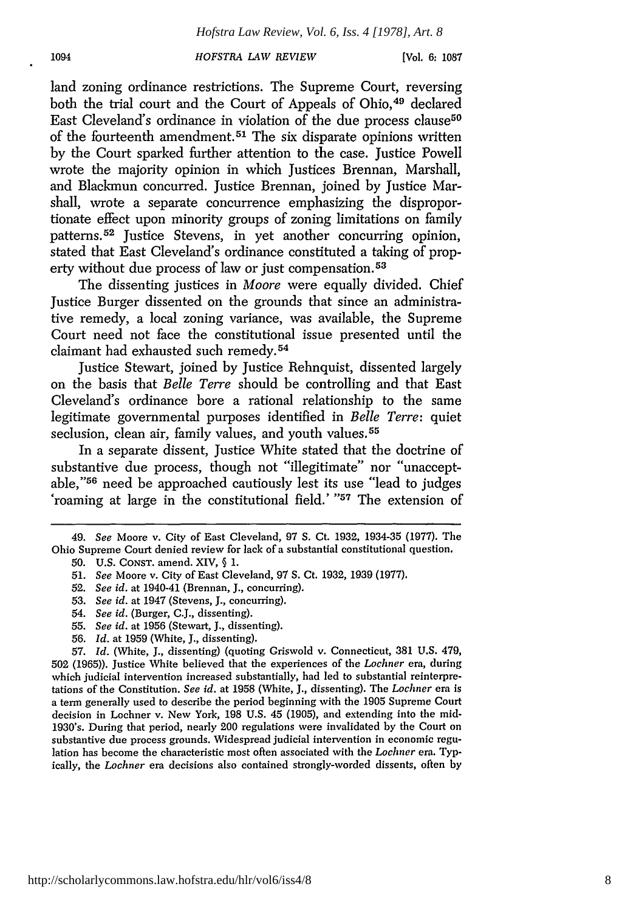land zoning ordinance restrictions. The Supreme Court, reversing both the trial court and the Court of Appeals of Ohio,[49] declared East Cleveland's ordinance in violation of the due process clause[50] of the fourteenth amendment.[51] The six disparate opinions written by the Court sparked further attention to the case. Justice Powell wrote the majority opinion in which Justices Brennan, Marshall, and Blackmun concurred. Justice Brennan, joined by Justice Marshall, wrote a separate concurrence emphasizing the disproportionate effect upon minority groups of zoning limitations on family patterns.[52] Justice Stevens, in yet another concurring opinion, stated that East Cleveland's ordinance constituted a taking of property without due process of law or just compensation.[53]

The dissenting justices in *Moore* were equally divided. Chief Justice Burger dissented on the grounds that since an administrative remedy, a local zoning variance, was available, the Supreme Court need not face the constitutional issue presented until the claimant had exhausted such remedy.[54]

Justice Stewart, joined by Justice Rehnquist, dissented largely on the basis that *Belle Terre* should be controlling and that East Cleveland's ordinance bore a rational relationship to the same legitimate governmental purposes identified in *Belle Terre*: quiet seclusion, clean air, family values, and youth values.[55]

In a separate dissent, Justice White stated that the doctrine of substantive due process, though not "illegitimate" nor "unacceptable,"[56] need be approached cautiously lest its use "lead to judges 'roaming at large in the constitutional field.' "[57] The extension of

---

49. *See* Moore v. City of East Cleveland, 97 S. Ct. 1932, 1934-35 (1977). The Ohio Supreme Court denied review for lack of a substantial constitutional question.

50. U.S. CONST. amend. XIV, § 1.

51. *See* Moore v. City of East Cleveland, 97 S. Ct. 1932, 1939 (1977).

52. *See id.* at 1940-41 (Brennan, J., concurring).

53. *See id.* at 1947 (Stevens, J., concurring).

54. *See id.* (Burger, C.J., dissenting).

55. *See id.* at 1956 (Stewart, J., dissenting).

56. *Id.* at 1959 (White, J., dissenting).

57. *Id.* (White, J., dissenting) (quoting Griswold v. Connecticut, 381 U.S. 479, 502 (1965)). Justice White believed that the experiences of the *Lochner* era, during which judicial intervention increased substantially, had led to substantial reinterpretations of the Constitution. *See id.* at 1958 (White, J., dissenting). The *Lochner* era is a term generally used to describe the period beginning with the 1905 Supreme Court decision in Lochner v. New York, 198 U.S. 45 (1905), and extending into the mid-1930's. During that period, nearly 200 regulations were invalidated by the Court on substantive due process grounds. Widespread judicial intervention in economic regulation has become the characteristic most often associated with the *Lochner* era. Typically, the *Lochner* era decisions also contained strongly-worded dissents, often by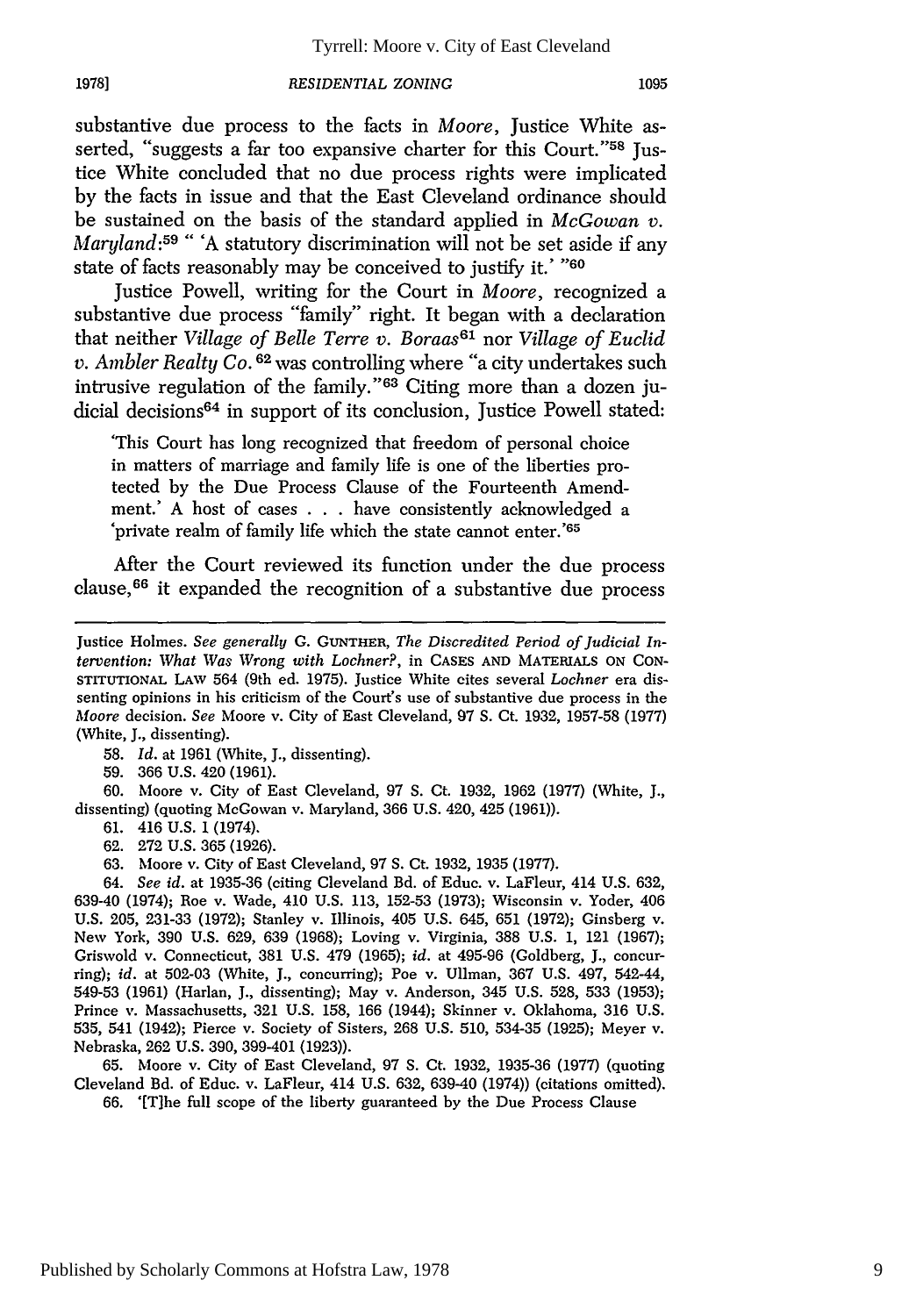substantive due process to the facts in *Moore*, Justice White asserted, "suggests a far too expansive charter for this Court."[58] Justice White concluded that no due process rights were implicated by the facts in issue and that the East Cleveland ordinance should be sustained on the basis of the standard applied in *McGowan v. Maryland*:[59] " 'A statutory discrimination will not be set aside if any state of facts reasonably may be conceived to justify it.' "[60]

Justice Powell, writing for the Court in *Moore*, recognized a substantive due process "family" right. It began with a declaration that neither *Village of Belle Terre v. Boraas*[61] nor *Village of Euclid v. Ambler Realty Co.*[62] was controlling where "a city undertakes such intrusive regulation of the family."[63] Citing more than a dozen judicial decisions[64] in support of its conclusion, Justice Powell stated:

> 'This Court has long recognized that freedom of personal choice in matters of marriage and family life is one of the liberties protected by the Due Process Clause of the Fourteenth Amendment.' A host of cases . . . have consistently acknowledged a 'private realm of family life which the state cannot enter.'[65]

After the Court reviewed its function under the due process clause,[66] it expanded the recognition of a substantive due process

---

Justice Holmes. *See generally* G. GUNTHER, *The Discredited Period of Judicial Intervention: What Was Wrong with Lochner?*, in CASES AND MATERIALS ON CONSTITUTIONAL LAW 564 (9th ed. 1975). Justice White cites several *Lochner* era dissenting opinions in his criticism of the Court's use of substantive due process in the *Moore* decision. *See* Moore v. City of East Cleveland, 97 S. Ct. 1932, 1957-58 (1977) (White, J., dissenting).

58. *Id.* at 1961 (White, J., dissenting).

59. 366 U.S. 420 (1961).

60. Moore v. City of East Cleveland, 97 S. Ct. 1932, 1962 (1977) (White, J., dissenting) (quoting McGowan v. Maryland, 366 U.S. 420, 425 (1961)).

61. 416 U.S. 1 (1974).

62. 272 U.S. 365 (1926).

63. Moore v. City of East Cleveland, 97 S. Ct. 1932, 1935 (1977).

64. *See id.* at 1935-36 (citing Cleveland Bd. of Educ. v. LaFleur, 414 U.S. 632, 639-40 (1974); Roe v. Wade, 410 U.S. 113, 152-53 (1973); Wisconsin v. Yoder, 406 U.S. 205, 231-33 (1972); Stanley v. Illinois, 405 U.S. 645, 651 (1972); Ginsberg v. New York, 390 U.S. 629, 639 (1968); Loving v. Virginia, 388 U.S. 1, 121 (1967); Griswold v. Connecticut, 381 U.S. 479 (1965); *id.* at 495-96 (Goldberg, J., concurring); *id.* at 502-03 (White, J., concurring); Poe v. Ullman, 367 U.S. 497, 542-44, 549-53 (1961) (Harlan, J., dissenting); May v. Anderson, 345 U.S. 528, 533 (1953); Prince v. Massachusetts, 321 U.S. 158, 166 (1944); Skinner v. Oklahoma, 316 U.S. 535, 541 (1942); Pierce v. Society of Sisters, 268 U.S. 510, 534-35 (1925); Meyer v. Nebraska, 262 U.S. 390, 399-401 (1923)).

65. Moore v. City of East Cleveland, 97 S. Ct. 1932, 1935-36 (1977) (quoting Cleveland Bd. of Educ. v. LaFleur, 414 U.S. 632, 639-40 (1974)) (citations omitted).

66. '[T]he full scope of the liberty guaranteed by the Due Process Clause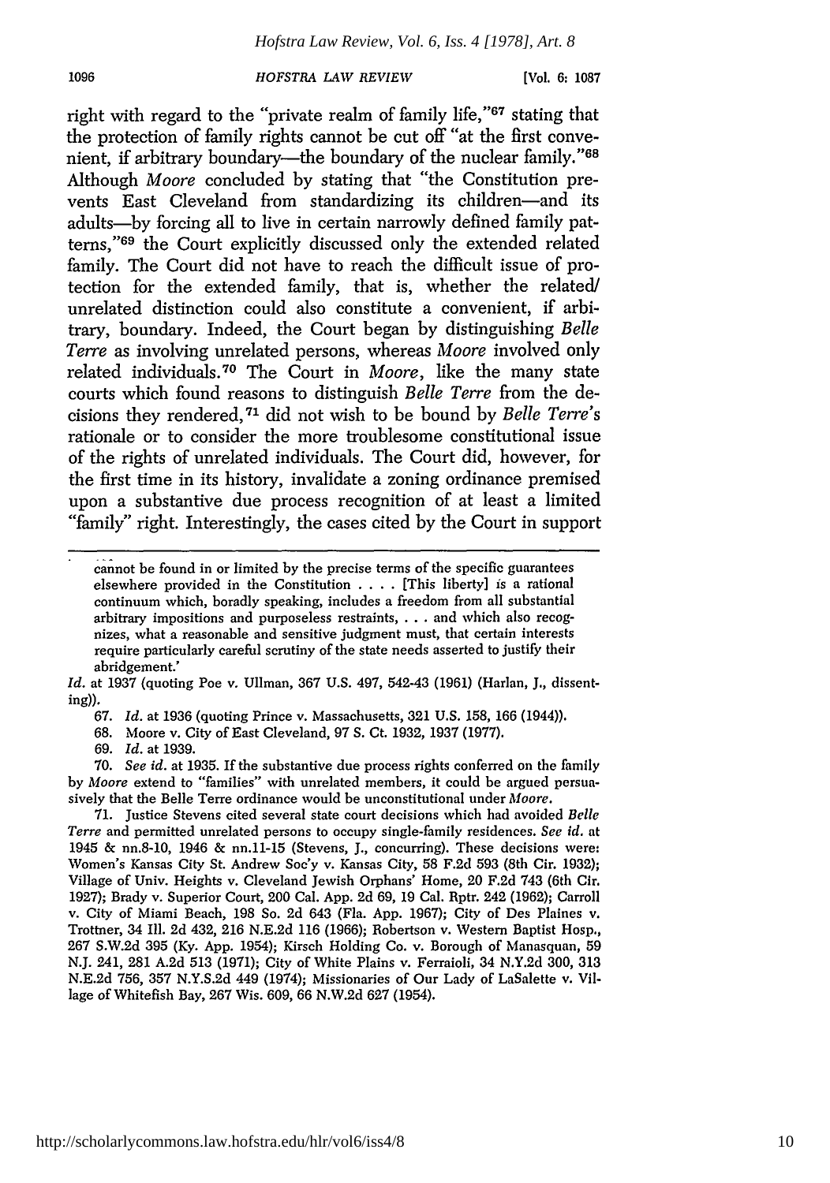right with regard to the "private realm of family life,"[67] stating that the protection of family rights cannot be cut off "at the first convenient, if arbitrary boundary—the boundary of the nuclear family."[68] Although *Moore* concluded by stating that "the Constitution prevents East Cleveland from standardizing its children—and its adults—by forcing all to live in certain narrowly defined family patterns,"[69] the Court explicitly discussed only the extended related family. The Court did not have to reach the difficult issue of protection for the extended family, that is, whether the related/unrelated distinction could also constitute a convenient, if arbitrary, boundary. Indeed, the Court began by distinguishing *Belle Terre* as involving unrelated persons, whereas *Moore* involved only related individuals.[70] The Court in *Moore*, like the many state courts which found reasons to distinguish *Belle Terre* from the decisions they rendered,[71] did not wish to be bound by *Belle Terre's* rationale or to consider the more troublesome constitutional issue of the rights of unrelated individuals. The Court did, however, for the first time in its history, invalidate a zoning ordinance premised upon a substantive due process recognition of at least a limited "family" right. Interestingly, the cases cited by the Court in support

---

cannot be found in or limited by the precise terms of the specific guarantees elsewhere provided in the Constitution . . . . [This liberty] is a rational continuum which, boradly speaking, includes a freedom from all substantial arbitrary impositions and purposeless restraints, . . . and which also recognizes, what a reasonable and sensitive judgment must, that certain interests require particularly careful scrutiny of the state needs asserted to justify their abridgement.'

*Id.* at 1937 (quoting Poe v. Ullman, 367 U.S. 497, 542-43 (1961) (Harlan, J., dissenting)).

67. *Id.* at 1936 (quoting Prince v. Massachusetts, 321 U.S. 158, 166 (1944)).

68. Moore v. City of East Cleveland, 97 S. Ct. 1932, 1937 (1977).

69. *Id.* at 1939.

70. *See id.* at 1935. If the substantive due process rights conferred on the family by *Moore* extend to "families" with unrelated members, it could be argued persuasively that the Belle Terre ordinance would be unconstitutional under *Moore*.

71. Justice Stevens cited several state court decisions which had avoided *Belle Terre* and permitted unrelated persons to occupy single-family residences. *See id.* at 1945 & nn.8-10, 1946 & nn.11-15 (Stevens, J., concurring). These decisions were: Women's Kansas City St. Andrew Soc'y v. Kansas City, 58 F.2d 593 (8th Cir. 1932); Village of Univ. Heights v. Cleveland Jewish Orphans' Home, 20 F.2d 743 (6th Cir. 1927); Brady v. Superior Court, 200 Cal. App. 2d 69, 19 Cal. Rptr. 242 (1962); Carroll v. City of Miami Beach, 198 So. 2d 643 (Fla. App. 1967); City of Des Plaines v. Trottner, 34 Ill. 2d 432, 216 N.E.2d 116 (1966); Robertson v. Western Baptist Hosp., 267 S.W.2d 395 (Ky. App. 1954); Kirsch Holding Co. v. Borough of Manasquan, 59 N.J. 241, 281 A.2d 513 (1971); City of White Plains v. Ferraioli, 34 N.Y.2d 300, 313 N.E.2d 756, 357 N.Y.S.2d 449 (1974); Missionaries of Our Lady of LaSalette v. Village of Whitefish Bay, 267 Wis. 609, 66 N.W.2d 627 (1954).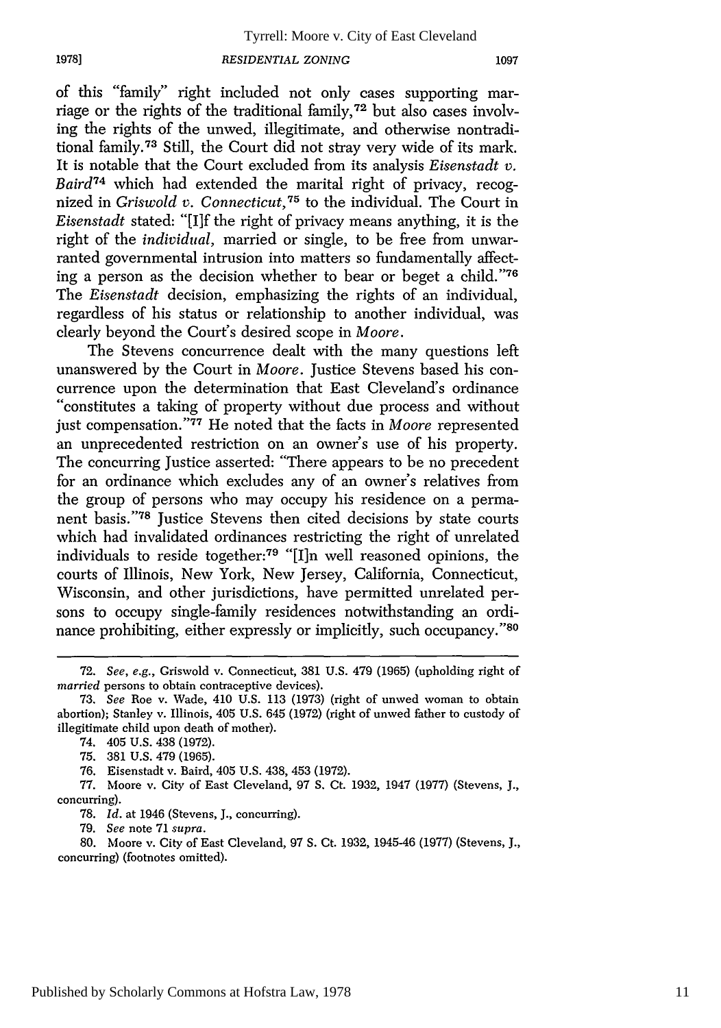of this "family" right included not only cases supporting marriage or the rights of the traditional family,[72] but also cases involving the rights of the unwed, illegitimate, and otherwise nontraditional family.[73] Still, the Court did not stray very wide of its mark. It is notable that the Court excluded from its analysis *Eisenstadt v. Baird*[74] which had extended the marital right of privacy, recognized in *Griswold v. Connecticut*,[75] to the individual. The Court in *Eisenstadt* stated: "[I]f the right of privacy means anything, it is the right of the *individual*, married or single, to be free from unwarranted governmental intrusion into matters so fundamentally affecting a person as the decision whether to bear or beget a child."[76] The *Eisenstadt* decision, emphasizing the rights of an individual, regardless of his status or relationship to another individual, was clearly beyond the Court's desired scope in *Moore*.

The Stevens concurrence dealt with the many questions left unanswered by the Court in *Moore*. Justice Stevens based his concurrence upon the determination that East Cleveland's ordinance "constitutes a taking of property without due process and without just compensation."[77] He noted that the facts in *Moore* represented an unprecedented restriction on an owner's use of his property. The concurring Justice asserted: "There appears to be no precedent for an ordinance which excludes any of an owner's relatives from the group of persons who may occupy his residence on a permanent basis."[78] Justice Stevens then cited decisions by state courts which had invalidated ordinances restricting the right of unrelated individuals to reside together:[79] "[I]n well reasoned opinions, the courts of Illinois, New York, New Jersey, California, Connecticut, Wisconsin, and other jurisdictions, have permitted unrelated persons to occupy single-family residences notwithstanding an ordinance prohibiting, either expressly or implicitly, such occupancy."[80]

---

72. *See, e.g.*, Griswold v. Connecticut, 381 U.S. 479 (1965) (upholding right of *married* persons to obtain contraceptive devices).

73. *See* Roe v. Wade, 410 U.S. 113 (1973) (right of unwed woman to obtain abortion); Stanley v. Illinois, 405 U.S. 645 (1972) (right of unwed father to custody of illegitimate child upon death of mother).

74. 405 U.S. 438 (1972).

75. 381 U.S. 479 (1965).

76. Eisenstadt v. Baird, 405 U.S. 438, 453 (1972).

77. Moore v. City of East Cleveland, 97 S. Ct. 1932, 1947 (1977) (Stevens, J., concurring).

78. *Id.* at 1946 (Stevens, J., concurring).

79. *See* note 71 *supra*.

80. Moore v. City of East Cleveland, 97 S. Ct. 1932, 1945-46 (1977) (Stevens, J., concurring) (footnotes omitted).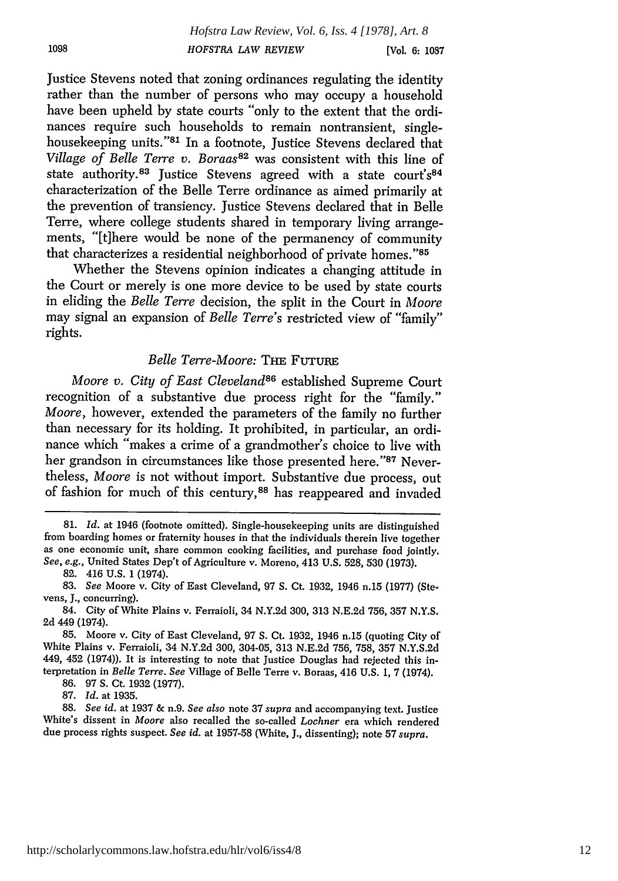Justice Stevens noted that zoning ordinances regulating the identity rather than the number of persons who may occupy a household have been upheld by state courts "only to the extent that the ordinances require such households to remain nontransient, single-housekeeping units."[81] In a footnote, Justice Stevens declared that *Village of Belle Terre v. Boraas*[82] was consistent with this line of state authority.[83] Justice Stevens agreed with a state court's[84] characterization of the Belle Terre ordinance as aimed primarily at the prevention of transiency. Justice Stevens declared that in Belle Terre, where college students shared in temporary living arrangements, "[t]here would be none of the permanency of community that characterizes a residential neighborhood of private homes."[85]

Whether the Stevens opinion indicates a changing attitude in the Court or merely is one more device to be used by state courts in eliding the *Belle Terre* decision, the split in the Court in *Moore* may signal an expansion of *Belle Terre's* restricted view of "family" rights.

### *Belle Terre-Moore:* THE FUTURE

*Moore v. City of East Cleveland*[86] established Supreme Court recognition of a substantive due process right for the "family." *Moore*, however, extended the parameters of the family no further than necessary for its holding. It prohibited, in particular, an ordinance which "makes a crime of a grandmother's choice to live with her grandson in circumstances like those presented here."[87] Nevertheless, *Moore* is not without import. Substantive due process, out of fashion for much of this century,[88] has reappeared and invaded

---

81. *Id.* at 1946 (footnote omitted). Single-housekeeping units are distinguished from boarding homes or fraternity houses in that the individuals therein live together as one economic unit, share common cooking facilities, and purchase food jointly. *See, e.g.*, United States Dep't of Agriculture v. Moreno, 413 U.S. 528, 530 (1973).

82. 416 U.S. 1 (1974).

83. *See* Moore v. City of East Cleveland, 97 S. Ct. 1932, 1946 n.15 (1977) (Stevens, J., concurring).

84. City of White Plains v. Ferraioli, 34 N.Y.2d 300, 313 N.E.2d 756, 357 N.Y.S. 2d 449 (1974).

85. Moore v. City of East Cleveland, 97 S. Ct. 1932, 1946 n.15 (quoting City of White Plains v. Ferraioli, 34 N.Y.2d 300, 304-05, 313 N.E.2d 756, 758, 357 N.Y.S.2d 449, 452 (1974)). It is interesting to note that Justice Douglas had rejected this interpretation in *Belle Terre*. *See* Village of Belle Terre v. Boraas, 416 U.S. 1, 7 (1974).

86. 97 S. Ct. 1932 (1977).

87. *Id.* at 1935.

88. *See id.* at 1937 & n.9. *See also* note 37 *supra* and accompanying text. Justice White's dissent in *Moore* also recalled the so-called *Lochner* era which rendered due process rights suspect. *See id.* at 1957-58 (White, J., dissenting); note 57 *supra*.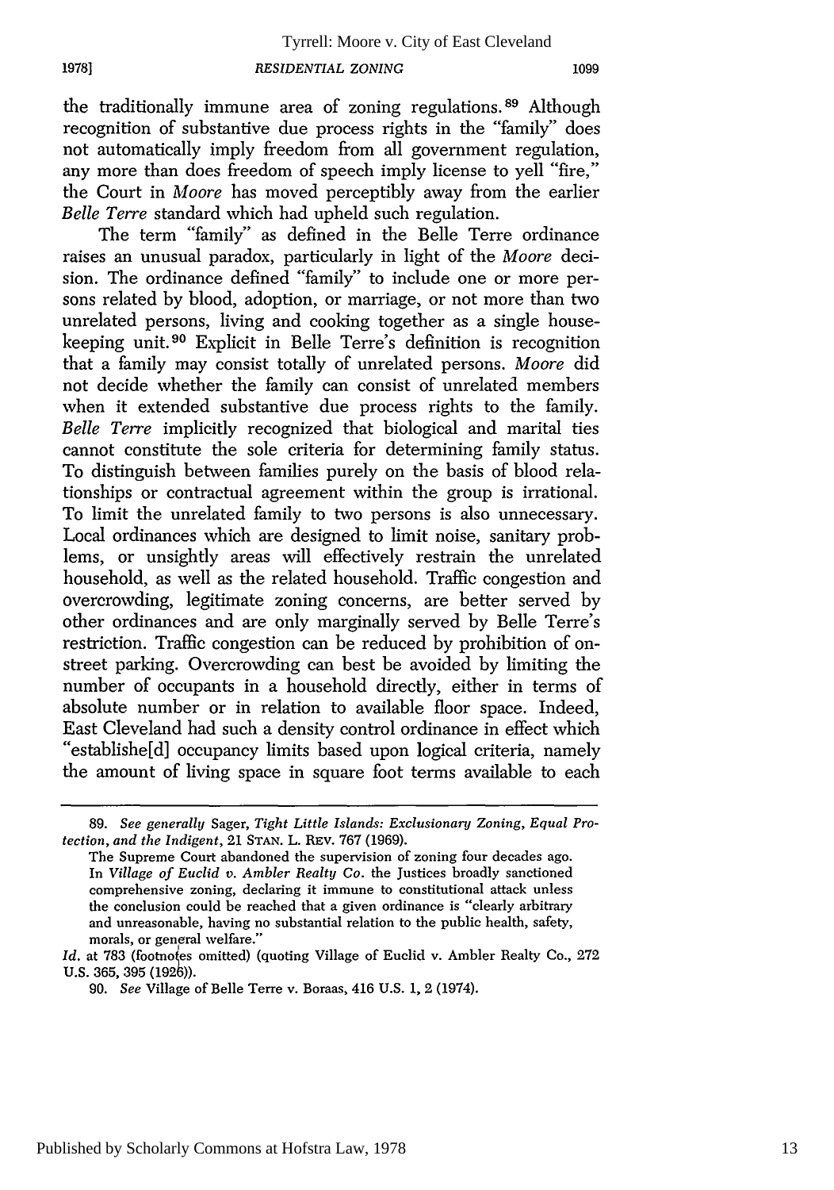the traditionally immune area of zoning regulations.[89] Although recognition of substantive due process rights in the "family" does not automatically imply freedom from all government regulation, any more than does freedom of speech imply license to yell "fire," the Court in *Moore* has moved perceptibly away from the earlier *Belle Terre* standard which had upheld such regulation.

The term "family" as defined in the Belle Terre ordinance raises an unusual paradox, particularly in light of the *Moore* decision. The ordinance defined "family" to include one or more persons related by blood, adoption, or marriage, or not more than two unrelated persons, living and cooking together as a single housekeeping unit.[90] Explicit in Belle Terre's definition is recognition that a family may consist totally of unrelated persons. *Moore* did not decide whether the family can consist of unrelated members when it extended substantive due process rights to the family. *Belle Terre* implicitly recognized that biological and marital ties cannot constitute the sole criteria for determining family status. To distinguish between families purely on the basis of blood relationships or contractual agreement within the group is irrational. To limit the unrelated family to two persons is also unnecessary. Local ordinances which are designed to limit noise, sanitary problems, or unsightly areas will effectively restrain the unrelated household, as well as the related household. Traffic congestion and overcrowding, legitimate zoning concerns, are better served by other ordinances and are only marginally served by Belle Terre's restriction. Traffic congestion can be reduced by prohibition of on-street parking. Overcrowding can best be avoided by limiting the number of occupants in a household directly, either in terms of absolute number or in relation to available floor space. Indeed, East Cleveland had such a density control ordinance in effect which "establishe[d] occupancy limits based upon logical criteria, namely the amount of living space in square foot terms available to each

---

89. *See generally* Sager, *Tight Little Islands: Exclusionary Zoning, Equal Protection, and the Indigent*, 21 STAN. L. REV. 767 (1969).

> The Supreme Court abandoned the supervision of zoning four decades ago. In *Village of Euclid v. Ambler Realty Co.* the Justices broadly sanctioned comprehensive zoning, declaring it immune to constitutional attack unless the conclusion could be reached that a given ordinance is "clearly arbitrary and unreasonable, having no substantial relation to the public health, safety, morals, or general welfare."

*Id.* at 783 (footnotes omitted) (quoting Village of Euclid v. Ambler Realty Co., 272 U.S. 365, 395 (1926)).

90. *See* Village of Belle Terre v. Boraas, 416 U.S. 1, 2 (1974).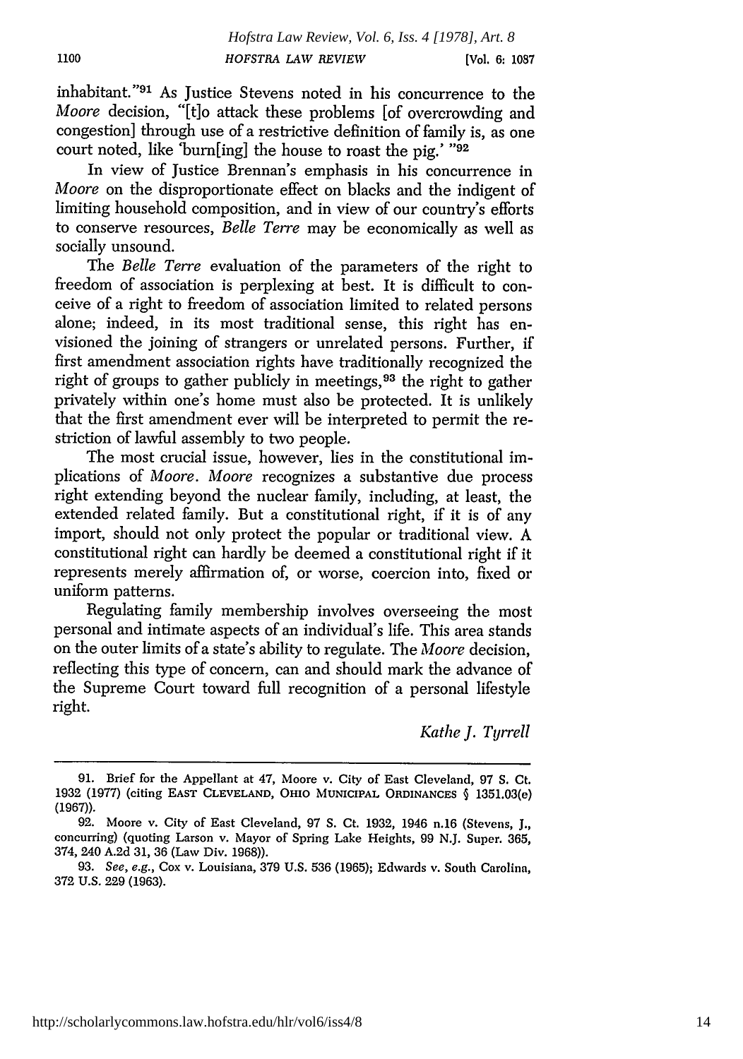inhabitant."[91] As Justice Stevens noted in his concurrence to the *Moore* decision, "[t]o attack these problems [of overcrowding and congestion] through use of a restrictive definition of family is, as one court noted, like 'burn[ing] the house to roast the pig.' "[92]

In view of Justice Brennan's emphasis in his concurrence in *Moore* on the disproportionate effect on blacks and the indigent of limiting household composition, and in view of our country's efforts to conserve resources, *Belle Terre* may be economically as well as socially unsound.

The *Belle Terre* evaluation of the parameters of the right to freedom of association is perplexing at best. It is difficult to conceive of a right to freedom of association limited to related persons alone; indeed, in its most traditional sense, this right has envisioned the joining of strangers or unrelated persons. Further, if first amendment association rights have traditionally recognized the right of groups to gather publicly in meetings,[93] the right to gather privately within one's home must also be protected. It is unlikely that the first amendment ever will be interpreted to permit the restriction of lawful assembly to two people.

The most crucial issue, however, lies in the constitutional implications of *Moore*. *Moore* recognizes a substantive due process right extending beyond the nuclear family, including, at least, the extended related family. But a constitutional right, if it is of any import, should not only protect the popular or traditional view. A constitutional right can hardly be deemed a constitutional right if it represents merely affirmation of, or worse, coercion into, fixed or uniform patterns.

Regulating family membership involves overseeing the most personal and intimate aspects of an individual's life. This area stands on the outer limits of a state's ability to regulate. The *Moore* decision, reflecting this type of concern, can and should mark the advance of the Supreme Court toward full recognition of a personal lifestyle right.

*Kathe J. Tyrrell*

---

91. Brief for the Appellant at 47, Moore v. City of East Cleveland, 97 S. Ct. 1932 (1977) (citing EAST CLEVELAND, OHIO MUNICIPAL ORDINANCES § 1351.03(e) (1967)).

92. Moore v. City of East Cleveland, 97 S. Ct. 1932, 1946 n.16 (Stevens, J., concurring) (quoting Larson v. Mayor of Spring Lake Heights, 99 N.J. Super. 365, 374, 240 A.2d 31, 36 (Law Div. 1968)).

93. *See, e.g.*, Cox v. Louisiana, 379 U.S. 536 (1965); Edwards v. South Carolina, 372 U.S. 229 (1963).